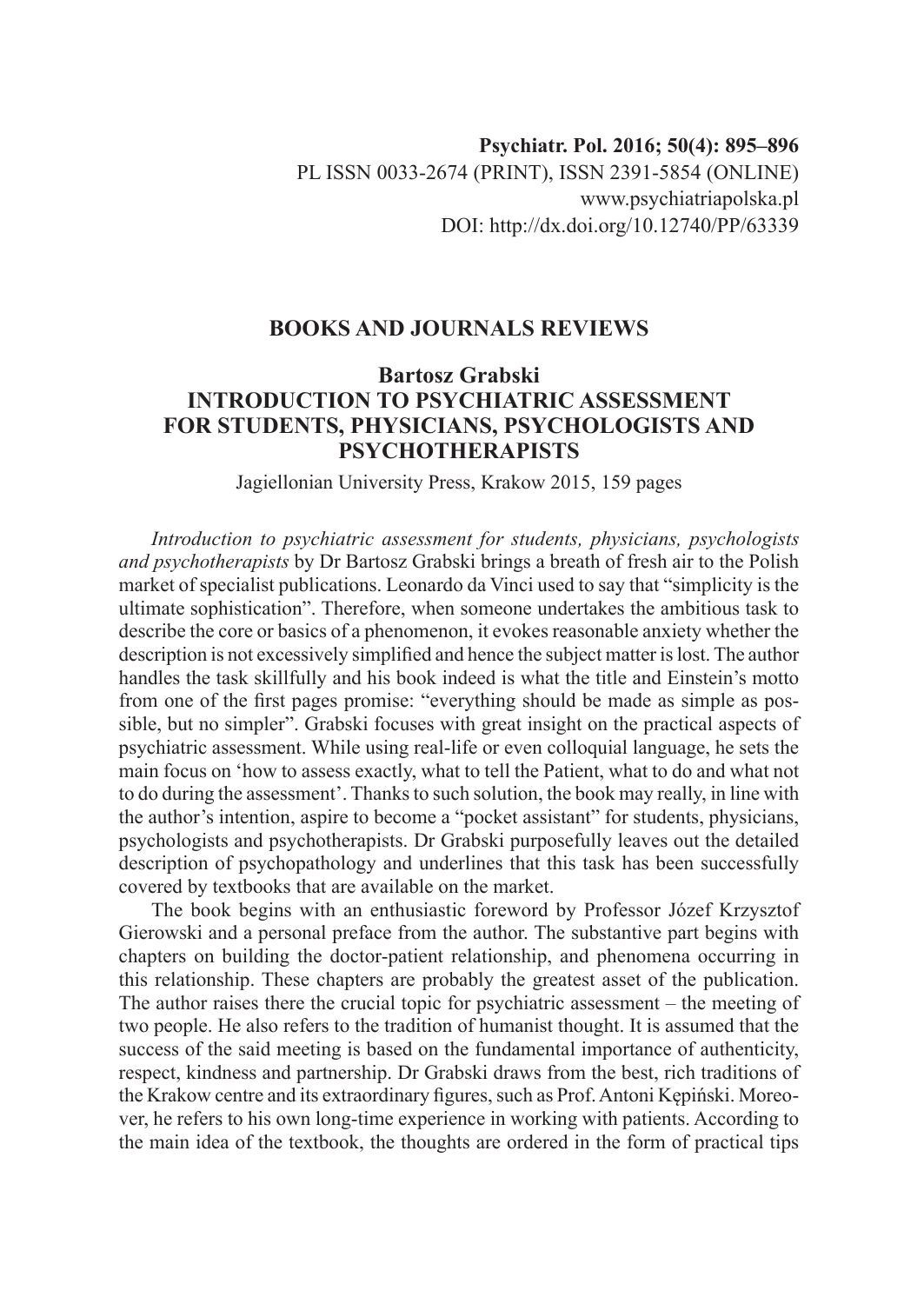Psychiatr. Pol. 2016; 50(4): 895–896
PL ISSN 0033-2674 (PRINT), ISSN 2391-5854 (ONLINE)
www.psychiatriapolska.pl
DOI: http://dx.doi.org/10.12740/PP/63339

## BOOKS AND JOURNALS REVIEWS

### Bartosz Grabski
### INTRODUCTION TO PSYCHIATRIC ASSESSMENT FOR STUDENTS, PHYSICIANS, PSYCHOLOGISTS AND PSYCHOTHERAPISTS

Jagiellonian University Press, Krakow 2015, 159 pages

*Introduction to psychiatric assessment for students, physicians, psychologists and psychotherapists* by Dr Bartosz Grabski brings a breath of fresh air to the Polish market of specialist publications. Leonardo da Vinci used to say that "simplicity is the ultimate sophistication". Therefore, when someone undertakes the ambitious task to describe the core or basics of a phenomenon, it evokes reasonable anxiety whether the description is not excessively simplified and hence the subject matter is lost. The author handles the task skillfully and his book indeed is what the title and Einstein's motto from one of the first pages promise: "everything should be made as simple as possible, but no simpler". Grabski focuses with great insight on the practical aspects of psychiatric assessment. While using real-life or even colloquial language, he sets the main focus on 'how to assess exactly, what to tell the Patient, what to do and what not to do during the assessment'. Thanks to such solution, the book may really, in line with the author's intention, aspire to become a "pocket assistant" for students, physicians, psychologists and psychotherapists. Dr Grabski purposefully leaves out the detailed description of psychopathology and underlines that this task has been successfully covered by textbooks that are available on the market.

The book begins with an enthusiastic foreword by Professor Józef Krzysztof Gierowski and a personal preface from the author. The substantive part begins with chapters on building the doctor-patient relationship, and phenomena occurring in this relationship. These chapters are probably the greatest asset of the publication. The author raises there the crucial topic for psychiatric assessment – the meeting of two people. He also refers to the tradition of humanist thought. It is assumed that the success of the said meeting is based on the fundamental importance of authenticity, respect, kindness and partnership. Dr Grabski draws from the best, rich traditions of the Krakow centre and its extraordinary figures, such as Prof. Antoni Kępiński. Moreover, he refers to his own long-time experience in working with patients. According to the main idea of the textbook, the thoughts are ordered in the form of practical tips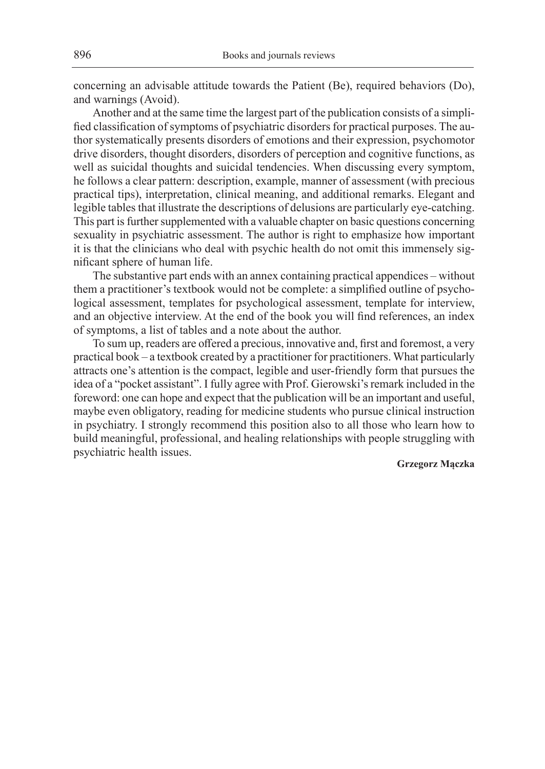concerning an advisable attitude towards the Patient (Be), required behaviors (Do), and warnings (Avoid).

Another and at the same time the largest part of the publication consists of a simplified classification of symptoms of psychiatric disorders for practical purposes. The author systematically presents disorders of emotions and their expression, psychomotor drive disorders, thought disorders, disorders of perception and cognitive functions, as well as suicidal thoughts and suicidal tendencies. When discussing every symptom, he follows a clear pattern: description, example, manner of assessment (with precious practical tips), interpretation, clinical meaning, and additional remarks. Elegant and legible tables that illustrate the descriptions of delusions are particularly eye-catching. This part is further supplemented with a valuable chapter on basic questions concerning sexuality in psychiatric assessment. The author is right to emphasize how important it is that the clinicians who deal with psychic health do not omit this immensely significant sphere of human life.

The substantive part ends with an annex containing practical appendices – without them a practitioner's textbook would not be complete: a simplified outline of psychological assessment, templates for psychological assessment, template for interview, and an objective interview. At the end of the book you will find references, an index of symptoms, a list of tables and a note about the author.

To sum up, readers are offered a precious, innovative and, first and foremost, a very practical book – a textbook created by a practitioner for practitioners. What particularly attracts one's attention is the compact, legible and user-friendly form that pursues the idea of a "pocket assistant". I fully agree with Prof. Gierowski's remark included in the foreword: one can hope and expect that the publication will be an important and useful, maybe even obligatory, reading for medicine students who pursue clinical instruction in psychiatry. I strongly recommend this position also to all those who learn how to build meaningful, professional, and healing relationships with people struggling with psychiatric health issues.

**Grzegorz Mączka**